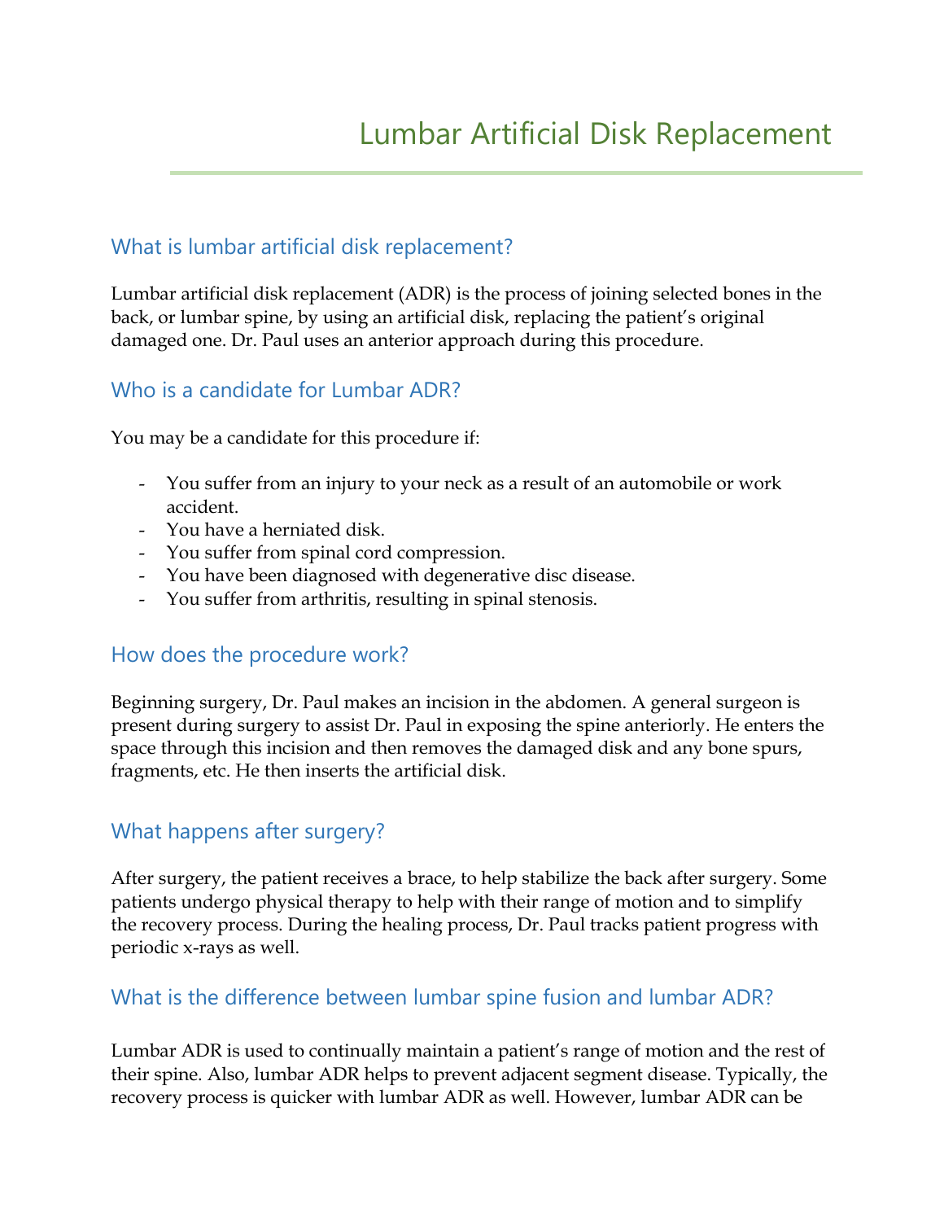# Lumbar Artificial Disk Replacement

## What is lumbar artificial disk replacement?

Lumbar artificial disk replacement (ADR) is the process of joining selected bones in the back, or lumbar spine, by using an artificial disk, replacing the patient's original damaged one. Dr. Paul uses an anterior approach during this procedure.

## Who is a candidate for Lumbar ADR?

You may be a candidate for this procedure if:

- You suffer from an injury to your neck as a result of an automobile or work accident.
- You have a herniated disk.
- You suffer from spinal cord compression.
- You have been diagnosed with degenerative disc disease.
- You suffer from arthritis, resulting in spinal stenosis.

## How does the procedure work?

Beginning surgery, Dr. Paul makes an incision in the abdomen. A general surgeon is present during surgery to assist Dr. Paul in exposing the spine anteriorly. He enters the space through this incision and then removes the damaged disk and any bone spurs, fragments, etc. He then inserts the artificial disk.

## What happens after surgery?

After surgery, the patient receives a brace, to help stabilize the back after surgery. Some patients undergo physical therapy to help with their range of motion and to simplify the recovery process. During the healing process, Dr. Paul tracks patient progress with periodic x-rays as well.

## What is the difference between lumbar spine fusion and lumbar ADR?

Lumbar ADR is used to continually maintain a patient's range of motion and the rest of their spine. Also, lumbar ADR helps to prevent adjacent segment disease. Typically, the recovery process is quicker with lumbar ADR as well. However, lumbar ADR can be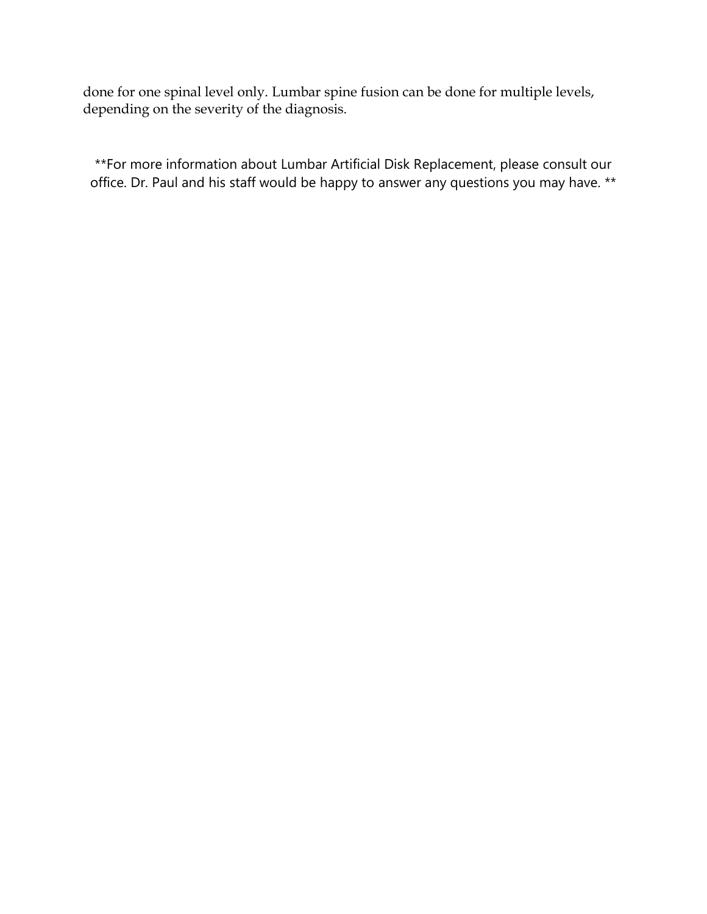done for one spinal level only. Lumbar spine fusion can be done for multiple levels, depending on the severity of the diagnosis.

**For more information about Lumbar Artificial Disk Replacement, please consult our office. Dr. Paul and his staff would be happy to answer any questions you may have. **